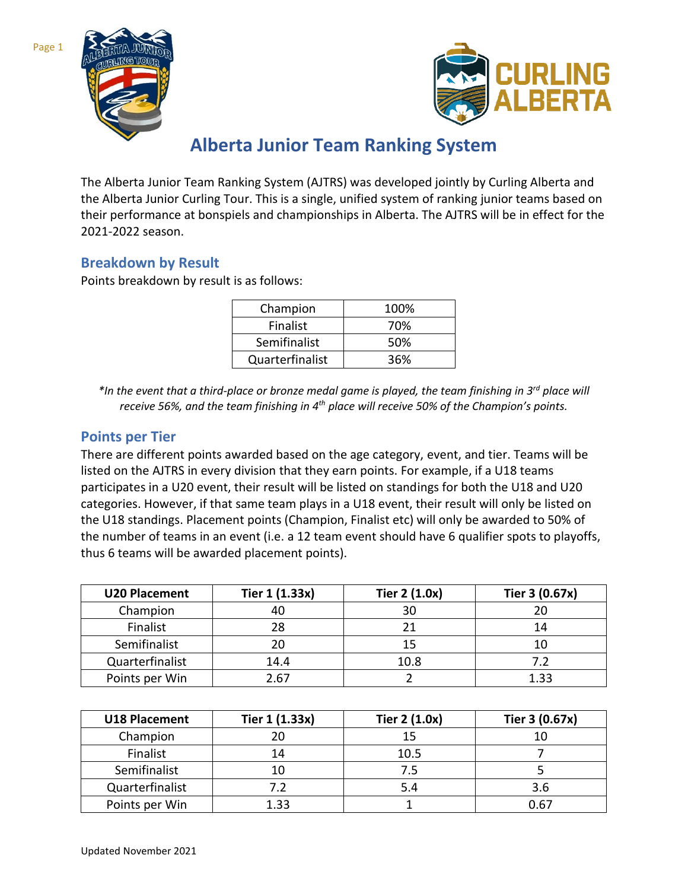# Alberta Junior Team Ranking System

The Alberta Junior Team Ranking System (AJTRS) was developed jointly by Curling Alberta and the Alberta Junior Curling Tour. This is a single, unified system of ranking junior teams based on their performance at bonspiels and championships in Alberta. The AJTRS will be in effect for the 2021-2022 season.

## Breakdown by Result

Points breakdown by result is as follows:

| Champion | 100% |
|---|---|
| Finalist | 70% |
| Semifinalist | 50% |
| Quarterfinalist | 36% |

*\*In the event that a third-place or bronze medal game is played, the team finishing in 3rd place will receive 56%, and the team finishing in 4th place will receive 50% of the Champion's points.*

## Points per Tier

There are different points awarded based on the age category, event, and tier. Teams will be listed on the AJTRS in every division that they earn points. For example, if a U18 teams participates in a U20 event, their result will be listed on standings for both the U18 and U20 categories. However, if that same team plays in a U18 event, their result will only be listed on the U18 standings. Placement points (Champion, Finalist etc) will only be awarded to 50% of the number of teams in an event (i.e. a 12 team event should have 6 qualifier spots to playoffs, thus 6 teams will be awarded placement points).

| U20 Placement | Tier 1 (1.33x) | Tier 2 (1.0x) | Tier 3 (0.67x) |
|---|---|---|---|
| Champion | 40 | 30 | 20 |
| Finalist | 28 | 21 | 14 |
| Semifinalist | 20 | 15 | 10 |
| Quarterfinalist | 14.4 | 10.8 | 7.2 |
| Points per Win | 2.67 | 2 | 1.33 |

| U18 Placement | Tier 1 (1.33x) | Tier 2 (1.0x) | Tier 3 (0.67x) |
|---|---|---|---|
| Champion | 20 | 15 | 10 |
| Finalist | 14 | 10.5 | 7 |
| Semifinalist | 10 | 7.5 | 5 |
| Quarterfinalist | 7.2 | 5.4 | 3.6 |
| Points per Win | 1.33 | 1 | 0.67 |

Updated November 2021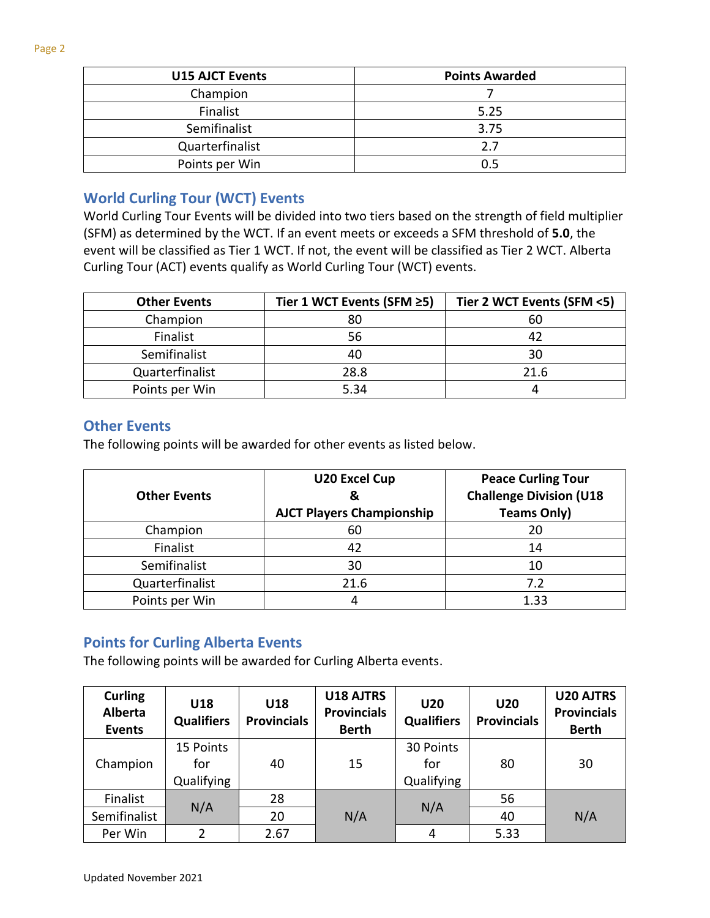| U15 AJCT Events | Points Awarded |
|---|---|
| Champion | 7 |
| Finalist | 5.25 |
| Semifinalist | 3.75 |
| Quarterfinalist | 2.7 |
| Points per Win | 0.5 |

## World Curling Tour (WCT) Events

World Curling Tour Events will be divided into two tiers based on the strength of field multiplier (SFM) as determined by the WCT. If an event meets or exceeds a SFM threshold of **5.0**, the event will be classified as Tier 1 WCT. If not, the event will be classified as Tier 2 WCT. Alberta Curling Tour (ACT) events qualify as World Curling Tour (WCT) events.

| Other Events | Tier 1 WCT Events (SFM ≥5) | Tier 2 WCT Events (SFM <5) |
|---|---|---|
| Champion | 80 | 60 |
| Finalist | 56 | 42 |
| Semifinalist | 40 | 30 |
| Quarterfinalist | 28.8 | 21.6 |
| Points per Win | 5.34 | 4 |

## Other Events

The following points will be awarded for other events as listed below.

| Other Events | U20 Excel Cup & AJCT Players Championship | Peace Curling Tour Challenge Division (U18 Teams Only) |
|---|---|---|
| Champion | 60 | 20 |
| Finalist | 42 | 14 |
| Semifinalist | 30 | 10 |
| Quarterfinalist | 21.6 | 7.2 |
| Points per Win | 4 | 1.33 |

## Points for Curling Alberta Events

The following points will be awarded for Curling Alberta events.

| Curling Alberta Events | U18 Qualifiers | U18 Provincials | U18 AJTRS Provincials Berth | U20 Qualifiers | U20 Provincials | U20 AJTRS Provincials Berth |
|---|---|---|---|---|---|---|
| Champion | 15 Points for Qualifying | 40 | 15 | 30 Points for Qualifying | 80 | 30 |
| Finalist | N/A | 28 | N/A | N/A | 56 | N/A |
| Semifinalist | | 20 | | | 40 | |
| Per Win | 2 | 2.67 | | 4 | 5.33 | |

Updated November 2021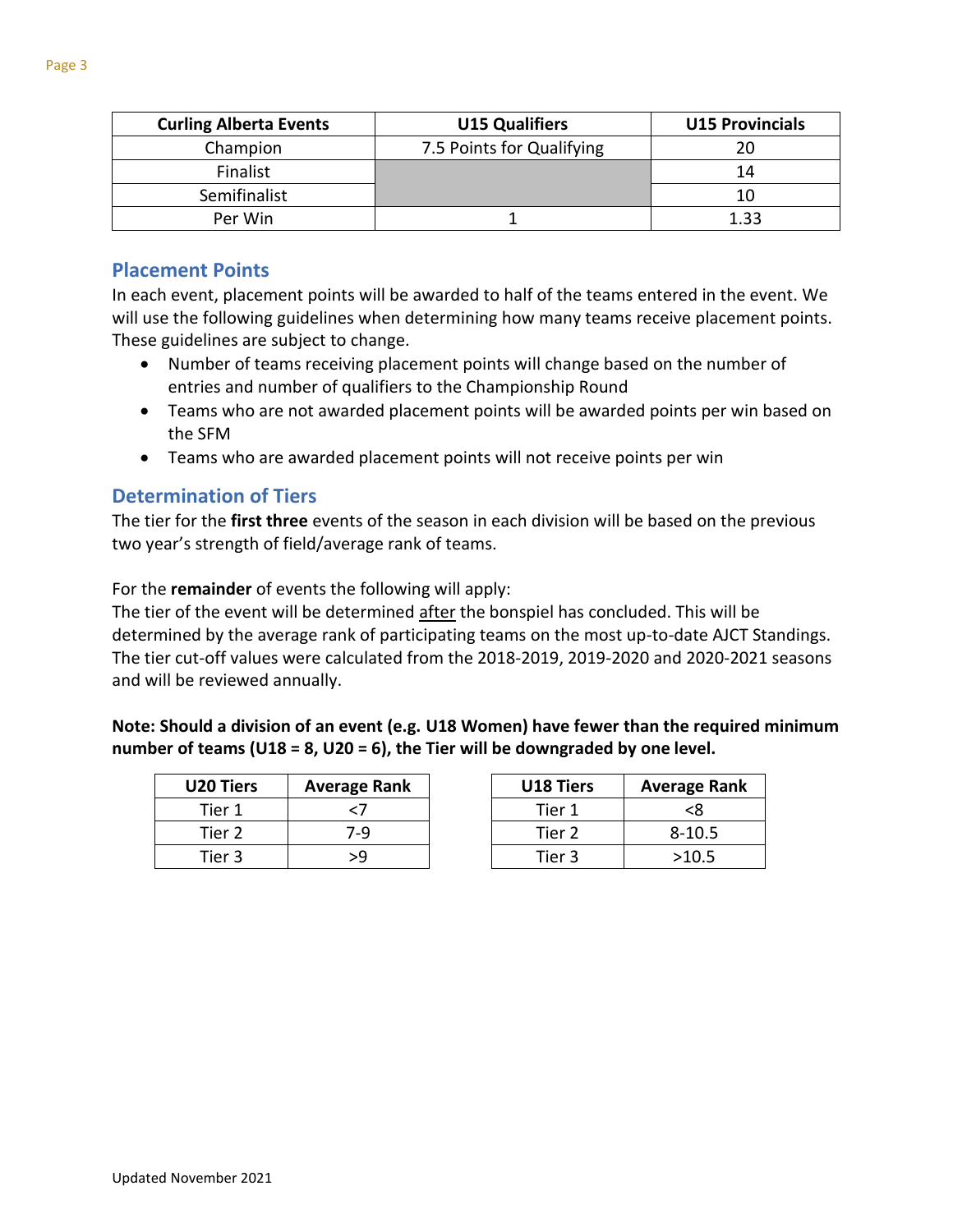| Curling Alberta Events | U15 Qualifiers | U15 Provincials |
|---|---|---|
| Champion | 7.5 Points for Qualifying | 20 |
| Finalist | | 14 |
| Semifinalist | | 10 |
| Per Win | 1 | 1.33 |

## Placement Points

In each event, placement points will be awarded to half of the teams entered in the event. We will use the following guidelines when determining how many teams receive placement points. These guidelines are subject to change.

- Number of teams receiving placement points will change based on the number of entries and number of qualifiers to the Championship Round
- Teams who are not awarded placement points will be awarded points per win based on the SFM
- Teams who are awarded placement points will not receive points per win

## Determination of Tiers

The tier for the **first three** events of the season in each division will be based on the previous two year's strength of field/average rank of teams.

For the **remainder** of events the following will apply:
The tier of the event will be determined after the bonspiel has concluded. This will be determined by the average rank of participating teams on the most up-to-date AJCT Standings. The tier cut-off values were calculated from the 2018-2019, 2019-2020 and 2020-2021 seasons and will be reviewed annually.

**Note: Should a division of an event (e.g. U18 Women) have fewer than the required minimum number of teams (U18 = 8, U20 = 6), the Tier will be downgraded by one level.**

| U20 Tiers | Average Rank |
|---|---|
| Tier 1 | <7 |
| Tier 2 | 7-9 |
| Tier 3 | >9 |

| U18 Tiers | Average Rank |
|---|---|
| Tier 1 | <8 |
| Tier 2 | 8-10.5 |
| Tier 3 | >10.5 |

Updated November 2021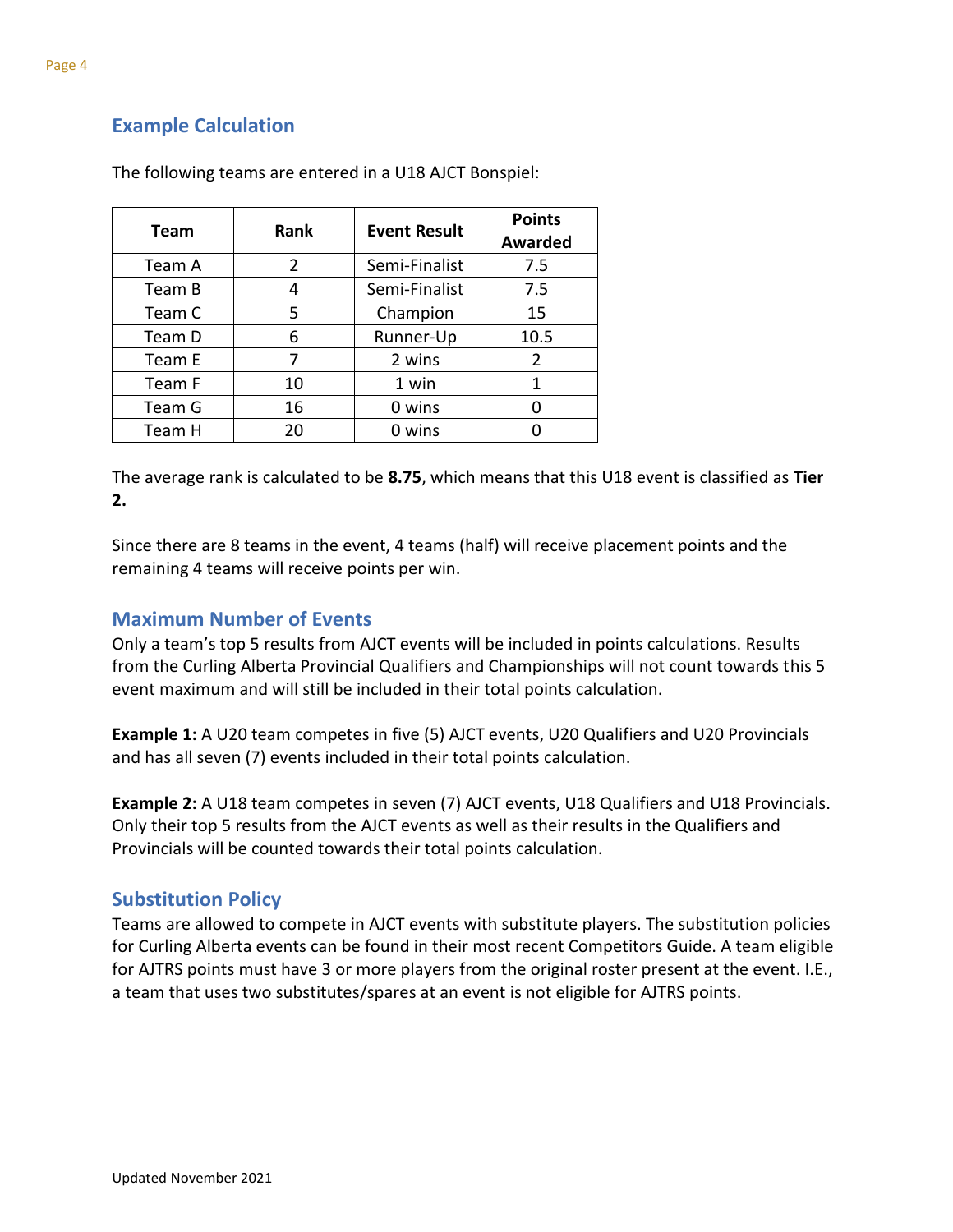## Example Calculation

The following teams are entered in a U18 AJCT Bonspiel:

| Team | Rank | Event Result | Points Awarded |
|---|---|---|---|
| Team A | 2 | Semi-Finalist | 7.5 |
| Team B | 4 | Semi-Finalist | 7.5 |
| Team C | 5 | Champion | 15 |
| Team D | 6 | Runner-Up | 10.5 |
| Team E | 7 | 2 wins | 2 |
| Team F | 10 | 1 win | 1 |
| Team G | 16 | 0 wins | 0 |
| Team H | 20 | 0 wins | 0 |

The average rank is calculated to be **8.75**, which means that this U18 event is classified as **Tier 2.**

Since there are 8 teams in the event, 4 teams (half) will receive placement points and the remaining 4 teams will receive points per win.

## Maximum Number of Events

Only a team's top 5 results from AJCT events will be included in points calculations. Results from the Curling Alberta Provincial Qualifiers and Championships will not count towards this 5 event maximum and will still be included in their total points calculation.

**Example 1:** A U20 team competes in five (5) AJCT events, U20 Qualifiers and U20 Provincials and has all seven (7) events included in their total points calculation.

**Example 2:** A U18 team competes in seven (7) AJCT events, U18 Qualifiers and U18 Provincials. Only their top 5 results from the AJCT events as well as their results in the Qualifiers and Provincials will be counted towards their total points calculation.

## Substitution Policy

Teams are allowed to compete in AJCT events with substitute players. The substitution policies for Curling Alberta events can be found in their most recent Competitors Guide. A team eligible for AJTRS points must have 3 or more players from the original roster present at the event. I.E., a team that uses two substitutes/spares at an event is not eligible for AJTRS points.

Updated November 2021